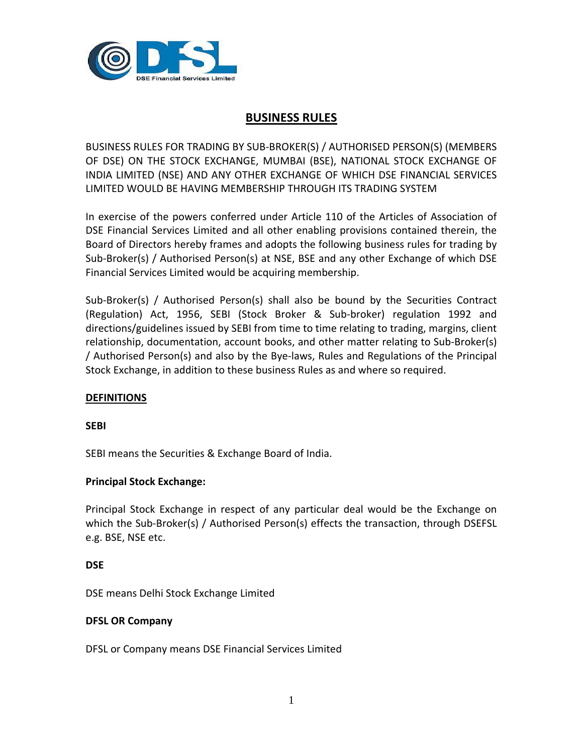# BUSINESS RULES

BUSINESS RULES FOR TRADING BY SUB-BROKER(S) / AUTHORISED PERSON(S) (MEMBERS OF DSE) ON THE STOCK EXCHANGE, MUMBAI (BSE), NATIONAL STOCK EXCHANGE OF INDIA LIMITED (NSE) AND ANY OTHER EXCHANGE OF WHICH DSE FINANCIAL SERVICES LIMITED WOULD BE HAVING MEMBERSHIP THROUGH ITS TRADING SYSTEM

In exercise of the powers conferred under Article 110 of the Articles of Association of DSE Financial Services Limited and all other enabling provisions contained therein, the Board of Directors hereby frames and adopts the following business rules for trading by Sub-Broker(s) / Authorised Person(s) at NSE, BSE and any other Exchange of which DSE Financial Services Limited would be acquiring membership.

Sub-Broker(s) / Authorised Person(s) shall also be bound by the Securities Contract (Regulation) Act, 1956, SEBI (Stock Broker & Sub-broker) regulation 1992 and directions/guidelines issued by SEBI from time to time relating to trading, margins, client relationship, documentation, account books, and other matter relating to Sub-Broker(s) / Authorised Person(s) and also by the Bye-laws, Rules and Regulations of the Principal Stock Exchange, in addition to these business Rules as and where so required.

## DEFINITIONS

**SEBI**

SEBI means the Securities & Exchange Board of India.

**Principal Stock Exchange:**

Principal Stock Exchange in respect of any particular deal would be the Exchange on which the Sub-Broker(s) / Authorised Person(s) effects the transaction, through DSEFSL e.g. BSE, NSE etc.

**DSE**

DSE means Delhi Stock Exchange Limited

**DFSL OR Company**

DFSL or Company means DSE Financial Services Limited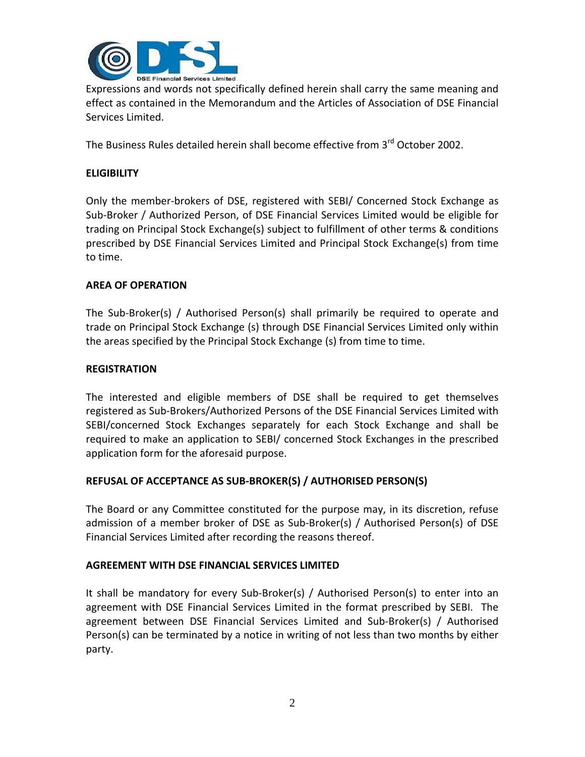Expressions and words not specifically defined herein shall carry the same meaning and effect as contained in the Memorandum and the Articles of Association of DSE Financial Services Limited.

The Business Rules detailed herein shall become effective from 3rd October 2002.

**ELIGIBILITY**

Only the member-brokers of DSE, registered with SEBI/ Concerned Stock Exchange as Sub-Broker / Authorized Person, of DSE Financial Services Limited would be eligible for trading on Principal Stock Exchange(s) subject to fulfillment of other terms & conditions prescribed by DSE Financial Services Limited and Principal Stock Exchange(s) from time to time.

**AREA OF OPERATION**

The Sub-Broker(s) / Authorised Person(s) shall primarily be required to operate and trade on Principal Stock Exchange (s) through DSE Financial Services Limited only within the areas specified by the Principal Stock Exchange (s) from time to time.

**REGISTRATION**

The interested and eligible members of DSE shall be required to get themselves registered as Sub-Brokers/Authorized Persons of the DSE Financial Services Limited with SEBI/concerned Stock Exchanges separately for each Stock Exchange and shall be required to make an application to SEBI/ concerned Stock Exchanges in the prescribed application form for the aforesaid purpose.

**REFUSAL OF ACCEPTANCE AS SUB-BROKER(S) / AUTHORISED PERSON(S)**

The Board or any Committee constituted for the purpose may, in its discretion, refuse admission of a member broker of DSE as Sub-Broker(s) / Authorised Person(s) of DSE Financial Services Limited after recording the reasons thereof.

**AGREEMENT WITH DSE FINANCIAL SERVICES LIMITED**

It shall be mandatory for every Sub-Broker(s) / Authorised Person(s) to enter into an agreement with DSE Financial Services Limited in the format prescribed by SEBI. The agreement between DSE Financial Services Limited and Sub-Broker(s) / Authorised Person(s) can be terminated by a notice in writing of not less than two months by either party.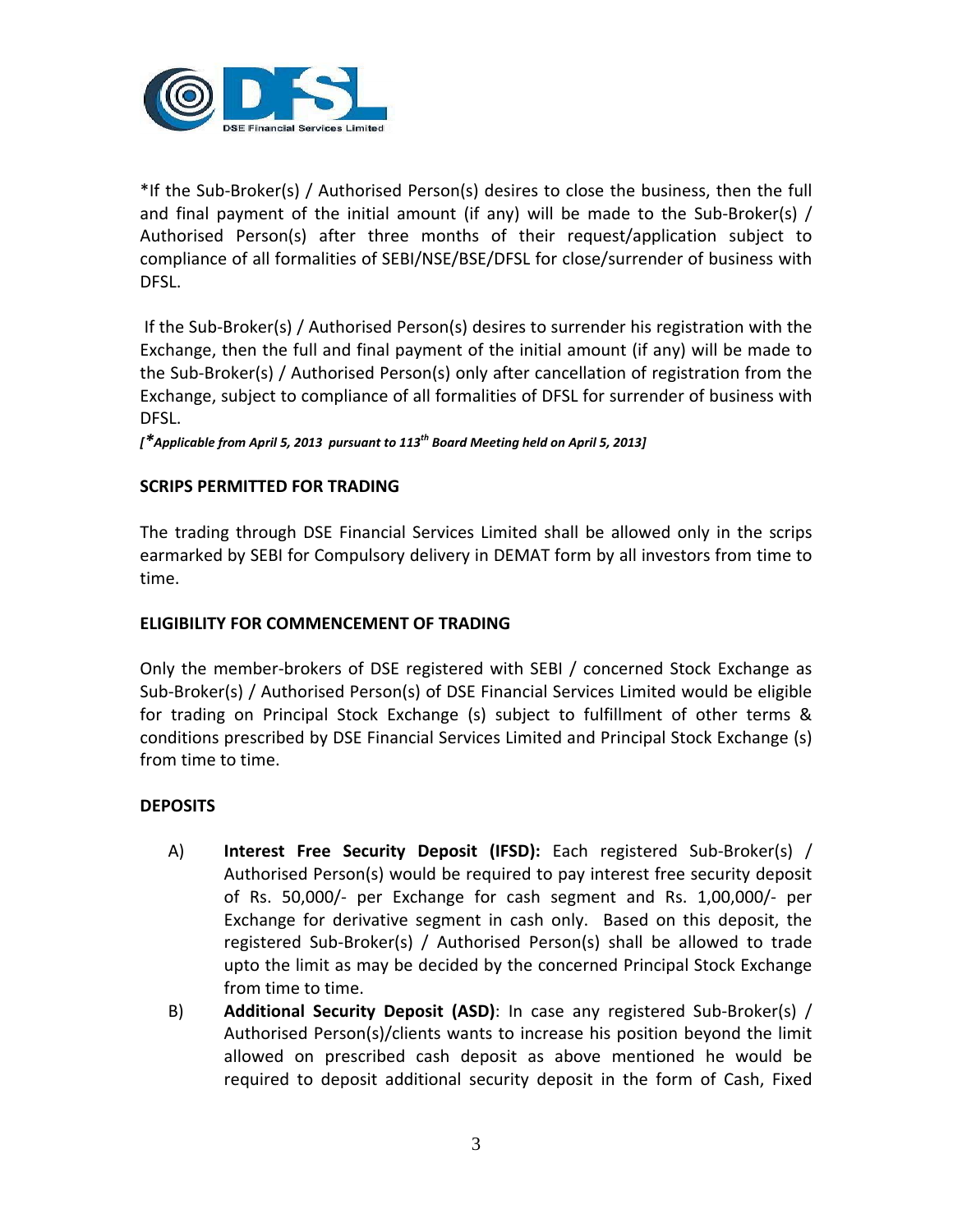*If the Sub-Broker(s) / Authorised Person(s) desires to close the business, then the full and final payment of the initial amount (if any) will be made to the Sub-Broker(s) / Authorised Person(s) after three months of their request/application subject to compliance of all formalities of SEBI/NSE/BSE/DFSL for close/surrender of business with DFSL.

If the Sub-Broker(s) / Authorised Person(s) desires to surrender his registration with the Exchange, then the full and final payment of the initial amount (if any) will be made to the Sub-Broker(s) / Authorised Person(s) only after cancellation of registration from the Exchange, subject to compliance of all formalities of DFSL for surrender of business with DFSL.

***[*Applicable from April 5, 2013 pursuant to 113th Board Meeting held on April 5, 2013]***

**SCRIPS PERMITTED FOR TRADING**

The trading through DSE Financial Services Limited shall be allowed only in the scrips earmarked by SEBI for Compulsory delivery in DEMAT form by all investors from time to time.

**ELIGIBILITY FOR COMMENCEMENT OF TRADING**

Only the member-brokers of DSE registered with SEBI / concerned Stock Exchange as Sub-Broker(s) / Authorised Person(s) of DSE Financial Services Limited would be eligible for trading on Principal Stock Exchange (s) subject to fulfillment of other terms & conditions prescribed by DSE Financial Services Limited and Principal Stock Exchange (s) from time to time.

**DEPOSITS**

A) **Interest Free Security Deposit (IFSD):** Each registered Sub-Broker(s) / Authorised Person(s) would be required to pay interest free security deposit of Rs. 50,000/- per Exchange for cash segment and Rs. 1,00,000/- per Exchange for derivative segment in cash only. Based on this deposit, the registered Sub-Broker(s) / Authorised Person(s) shall be allowed to trade upto the limit as may be decided by the concerned Principal Stock Exchange from time to time.

B) **Additional Security Deposit (ASD)**: In case any registered Sub-Broker(s) / Authorised Person(s)/clients wants to increase his position beyond the limit allowed on prescribed cash deposit as above mentioned he would be required to deposit additional security deposit in the form of Cash, Fixed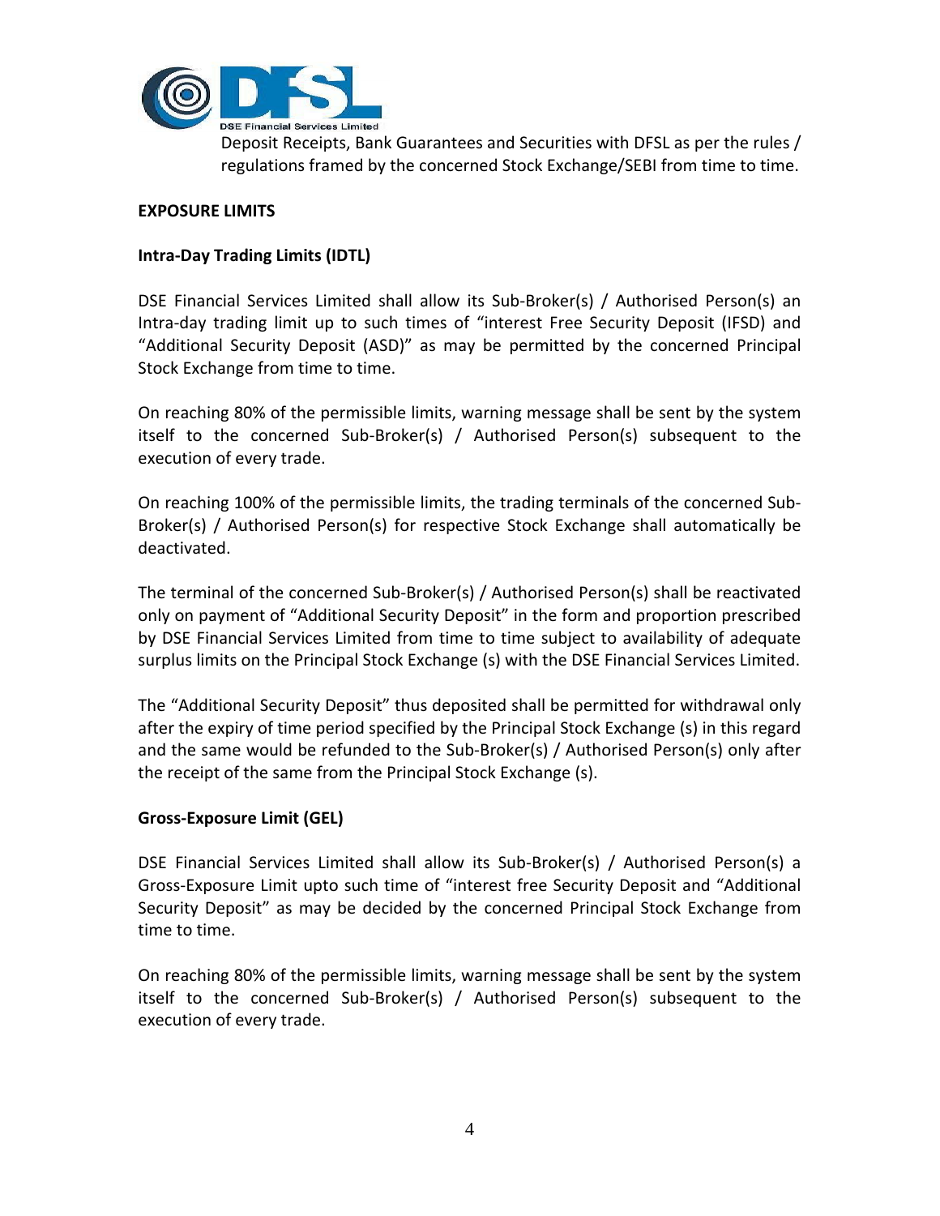Deposit Receipts, Bank Guarantees and Securities with DFSL as per the rules / regulations framed by the concerned Stock Exchange/SEBI from time to time.

**EXPOSURE LIMITS**

**Intra-Day Trading Limits (IDTL)**

DSE Financial Services Limited shall allow its Sub-Broker(s) / Authorised Person(s) an Intra-day trading limit up to such times of "interest Free Security Deposit (IFSD) and "Additional Security Deposit (ASD)" as may be permitted by the concerned Principal Stock Exchange from time to time.

On reaching 80% of the permissible limits, warning message shall be sent by the system itself to the concerned Sub-Broker(s) / Authorised Person(s) subsequent to the execution of every trade.

On reaching 100% of the permissible limits, the trading terminals of the concerned Sub-Broker(s) / Authorised Person(s) for respective Stock Exchange shall automatically be deactivated.

The terminal of the concerned Sub-Broker(s) / Authorised Person(s) shall be reactivated only on payment of "Additional Security Deposit" in the form and proportion prescribed by DSE Financial Services Limited from time to time subject to availability of adequate surplus limits on the Principal Stock Exchange (s) with the DSE Financial Services Limited.

The "Additional Security Deposit" thus deposited shall be permitted for withdrawal only after the expiry of time period specified by the Principal Stock Exchange (s) in this regard and the same would be refunded to the Sub-Broker(s) / Authorised Person(s) only after the receipt of the same from the Principal Stock Exchange (s).

**Gross-Exposure Limit (GEL)**

DSE Financial Services Limited shall allow its Sub-Broker(s) / Authorised Person(s) a Gross-Exposure Limit upto such time of "interest free Security Deposit and "Additional Security Deposit" as may be decided by the concerned Principal Stock Exchange from time to time.

On reaching 80% of the permissible limits, warning message shall be sent by the system itself to the concerned Sub-Broker(s) / Authorised Person(s) subsequent to the execution of every trade.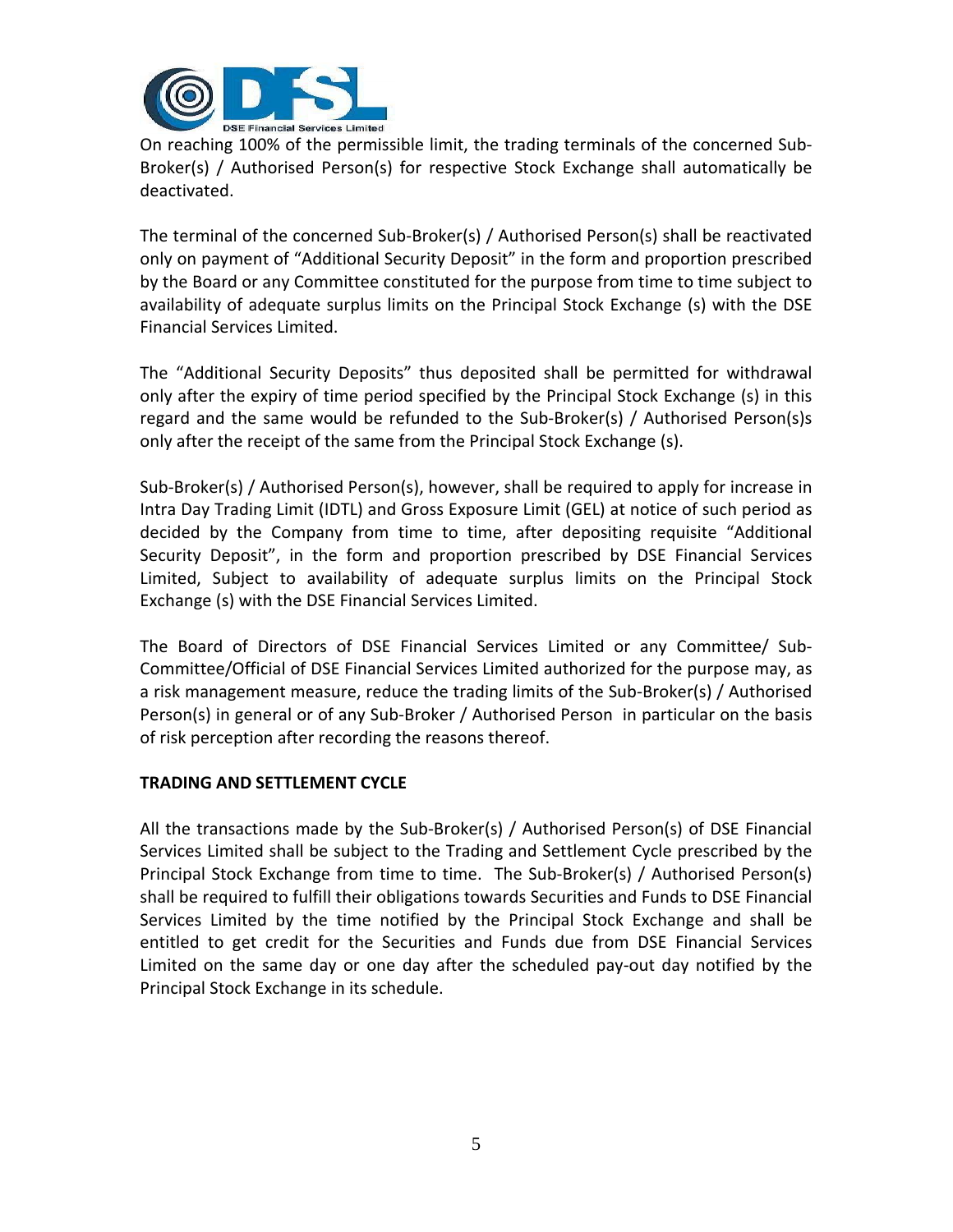On reaching 100% of the permissible limit, the trading terminals of the concerned Sub-Broker(s) / Authorised Person(s) for respective Stock Exchange shall automatically be deactivated.

The terminal of the concerned Sub-Broker(s) / Authorised Person(s) shall be reactivated only on payment of "Additional Security Deposit" in the form and proportion prescribed by the Board or any Committee constituted for the purpose from time to time subject to availability of adequate surplus limits on the Principal Stock Exchange (s) with the DSE Financial Services Limited.

The "Additional Security Deposits" thus deposited shall be permitted for withdrawal only after the expiry of time period specified by the Principal Stock Exchange (s) in this regard and the same would be refunded to the Sub-Broker(s) / Authorised Person(s)s only after the receipt of the same from the Principal Stock Exchange (s).

Sub-Broker(s) / Authorised Person(s), however, shall be required to apply for increase in Intra Day Trading Limit (IDTL) and Gross Exposure Limit (GEL) at notice of such period as decided by the Company from time to time, after depositing requisite "Additional Security Deposit", in the form and proportion prescribed by DSE Financial Services Limited, Subject to availability of adequate surplus limits on the Principal Stock Exchange (s) with the DSE Financial Services Limited.

The Board of Directors of DSE Financial Services Limited or any Committee/ Sub-Committee/Official of DSE Financial Services Limited authorized for the purpose may, as a risk management measure, reduce the trading limits of the Sub-Broker(s) / Authorised Person(s) in general or of any Sub-Broker / Authorised Person in particular on the basis of risk perception after recording the reasons thereof.

**TRADING AND SETTLEMENT CYCLE**

All the transactions made by the Sub-Broker(s) / Authorised Person(s) of DSE Financial Services Limited shall be subject to the Trading and Settlement Cycle prescribed by the Principal Stock Exchange from time to time. The Sub-Broker(s) / Authorised Person(s) shall be required to fulfill their obligations towards Securities and Funds to DSE Financial Services Limited by the time notified by the Principal Stock Exchange and shall be entitled to get credit for the Securities and Funds due from DSE Financial Services Limited on the same day or one day after the scheduled pay-out day notified by the Principal Stock Exchange in its schedule.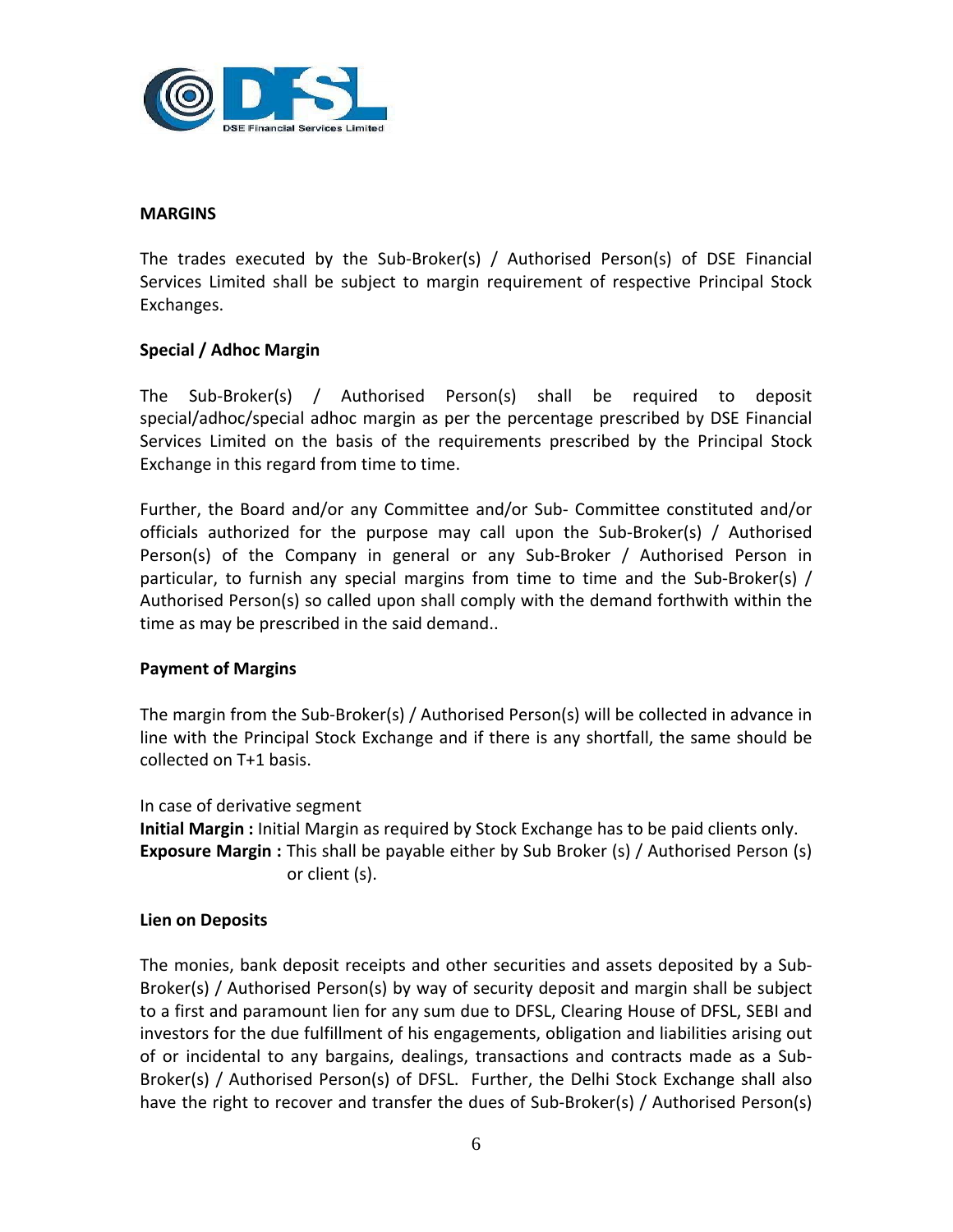## MARGINS

The trades executed by the Sub-Broker(s) / Authorised Person(s) of DSE Financial Services Limited shall be subject to margin requirement of respective Principal Stock Exchanges.

### Special / Adhoc Margin

The Sub-Broker(s) / Authorised Person(s) shall be required to deposit special/adhoc/special adhoc margin as per the percentage prescribed by DSE Financial Services Limited on the basis of the requirements prescribed by the Principal Stock Exchange in this regard from time to time.

Further, the Board and/or any Committee and/or Sub- Committee constituted and/or officials authorized for the purpose may call upon the Sub-Broker(s) / Authorised Person(s) of the Company in general or any Sub-Broker / Authorised Person in particular, to furnish any special margins from time to time and the Sub-Broker(s) / Authorised Person(s) so called upon shall comply with the demand forthwith within the time as may be prescribed in the said demand..

### Payment of Margins

The margin from the Sub-Broker(s) / Authorised Person(s) will be collected in advance in line with the Principal Stock Exchange and if there is any shortfall, the same should be collected on T+1 basis.

In case of derivative segment

**Initial Margin :** Initial Margin as required by Stock Exchange has to be paid clients only.

**Exposure Margin :** This shall be payable either by Sub Broker (s) / Authorised Person (s) or client (s).

### Lien on Deposits

The monies, bank deposit receipts and other securities and assets deposited by a Sub-Broker(s) / Authorised Person(s) by way of security deposit and margin shall be subject to a first and paramount lien for any sum due to DFSL, Clearing House of DFSL, SEBI and investors for the due fulfillment of his engagements, obligation and liabilities arising out of or incidental to any bargains, dealings, transactions and contracts made as a Sub-Broker(s) / Authorised Person(s) of DFSL. Further, the Delhi Stock Exchange shall also have the right to recover and transfer the dues of Sub-Broker(s) / Authorised Person(s)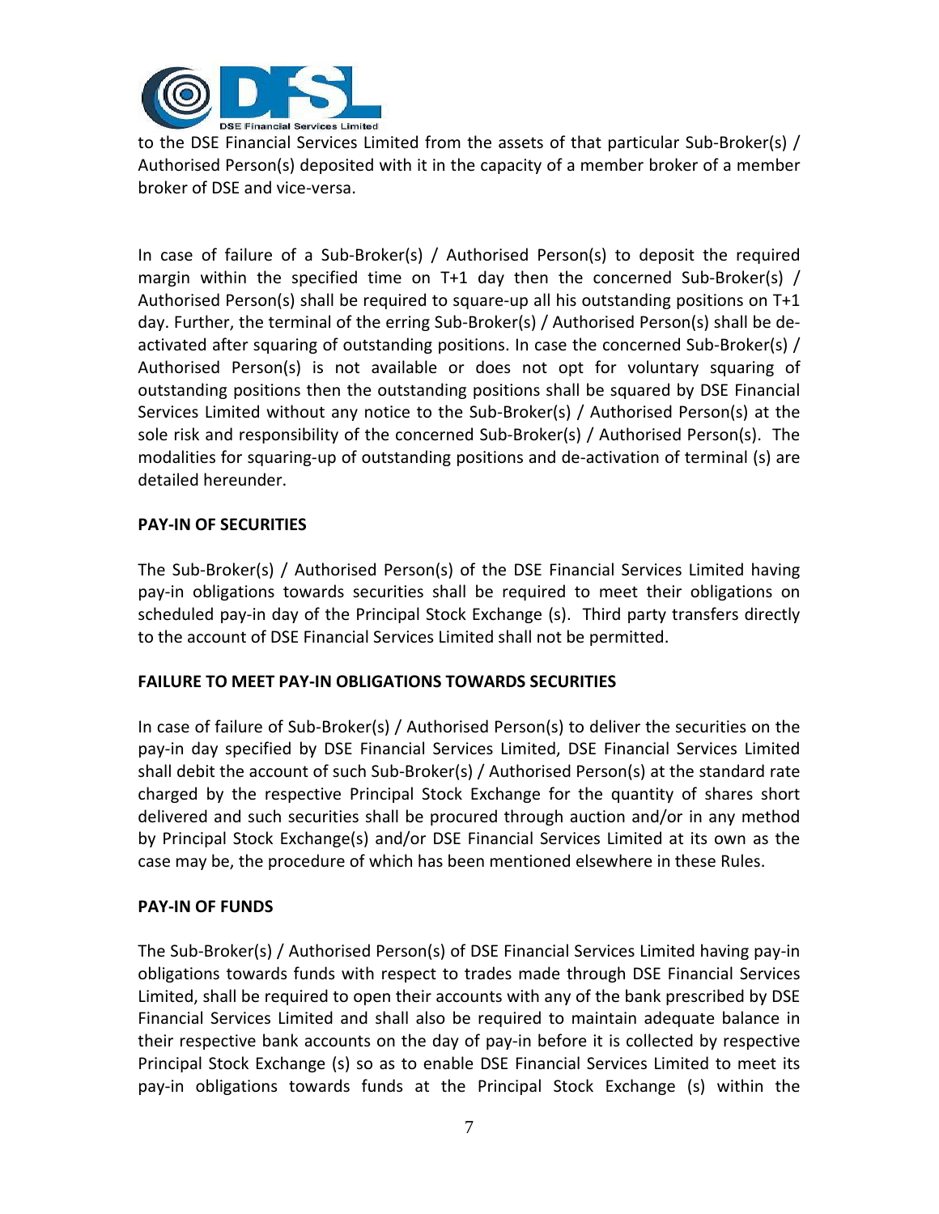to the DSE Financial Services Limited from the assets of that particular Sub-Broker(s) / Authorised Person(s) deposited with it in the capacity of a member broker of a member broker of DSE and vice-versa.

In case of failure of a Sub-Broker(s) / Authorised Person(s) to deposit the required margin within the specified time on T+1 day then the concerned Sub-Broker(s) / Authorised Person(s) shall be required to square-up all his outstanding positions on T+1 day. Further, the terminal of the erring Sub-Broker(s) / Authorised Person(s) shall be de-activated after squaring of outstanding positions. In case the concerned Sub-Broker(s) / Authorised Person(s) is not available or does not opt for voluntary squaring of outstanding positions then the outstanding positions shall be squared by DSE Financial Services Limited without any notice to the Sub-Broker(s) / Authorised Person(s) at the sole risk and responsibility of the concerned Sub-Broker(s) / Authorised Person(s). The modalities for squaring-up of outstanding positions and de-activation of terminal (s) are detailed hereunder.

**PAY-IN OF SECURITIES**

The Sub-Broker(s) / Authorised Person(s) of the DSE Financial Services Limited having pay-in obligations towards securities shall be required to meet their obligations on scheduled pay-in day of the Principal Stock Exchange (s). Third party transfers directly to the account of DSE Financial Services Limited shall not be permitted.

**FAILURE TO MEET PAY-IN OBLIGATIONS TOWARDS SECURITIES**

In case of failure of Sub-Broker(s) / Authorised Person(s) to deliver the securities on the pay-in day specified by DSE Financial Services Limited, DSE Financial Services Limited shall debit the account of such Sub-Broker(s) / Authorised Person(s) at the standard rate charged by the respective Principal Stock Exchange for the quantity of shares short delivered and such securities shall be procured through auction and/or in any method by Principal Stock Exchange(s) and/or DSE Financial Services Limited at its own as the case may be, the procedure of which has been mentioned elsewhere in these Rules.

**PAY-IN OF FUNDS**

The Sub-Broker(s) / Authorised Person(s) of DSE Financial Services Limited having pay-in obligations towards funds with respect to trades made through DSE Financial Services Limited, shall be required to open their accounts with any of the bank prescribed by DSE Financial Services Limited and shall also be required to maintain adequate balance in their respective bank accounts on the day of pay-in before it is collected by respective Principal Stock Exchange (s) so as to enable DSE Financial Services Limited to meet its pay-in obligations towards funds at the Principal Stock Exchange (s) within the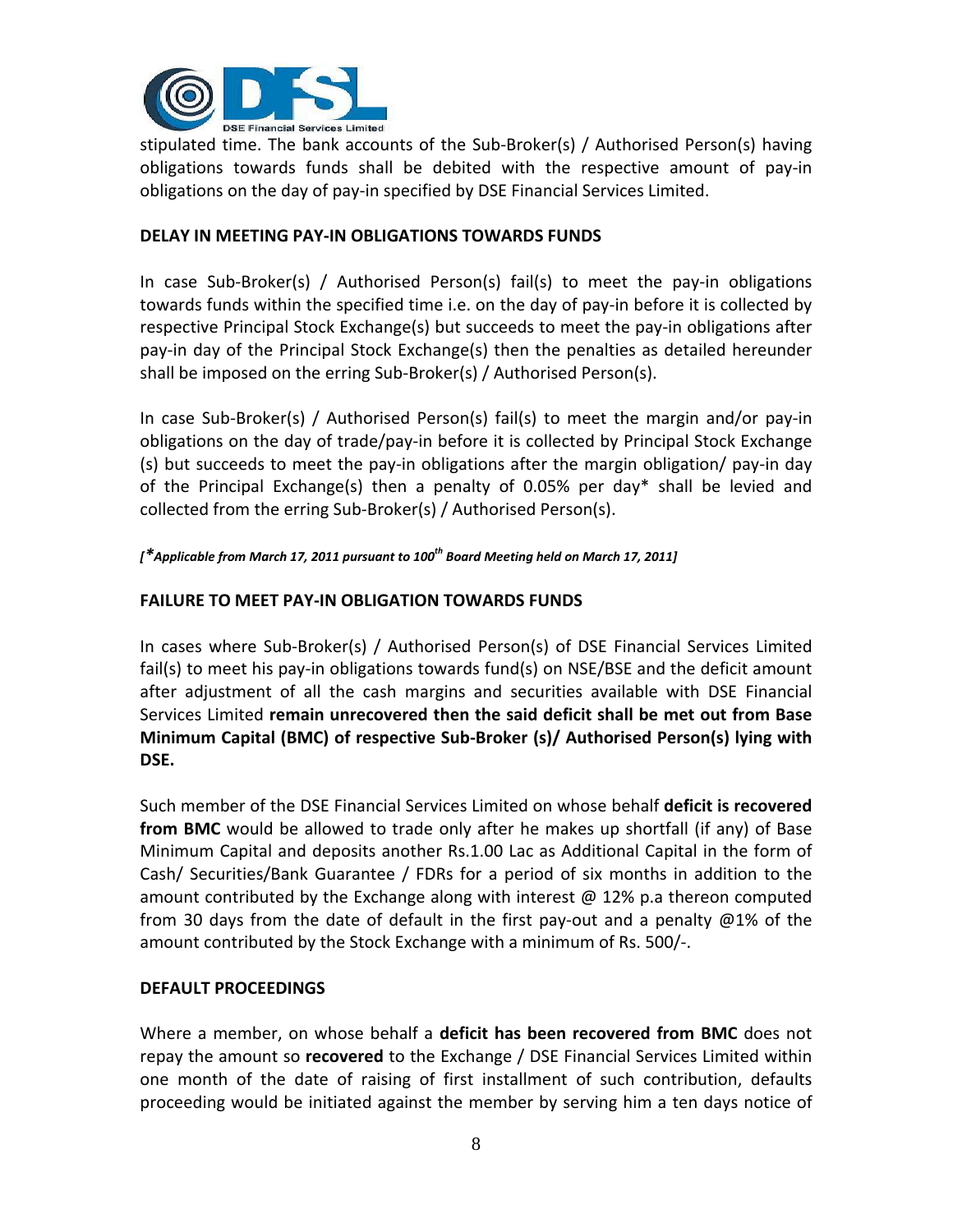stipulated time. The bank accounts of the Sub-Broker(s) / Authorised Person(s) having obligations towards funds shall be debited with the respective amount of pay-in obligations on the day of pay-in specified by DSE Financial Services Limited.

**DELAY IN MEETING PAY-IN OBLIGATIONS TOWARDS FUNDS**

In case Sub-Broker(s) / Authorised Person(s) fail(s) to meet the pay-in obligations towards funds within the specified time i.e. on the day of pay-in before it is collected by respective Principal Stock Exchange(s) but succeeds to meet the pay-in obligations after pay-in day of the Principal Stock Exchange(s) then the penalties as detailed hereunder shall be imposed on the erring Sub-Broker(s) / Authorised Person(s).

In case Sub-Broker(s) / Authorised Person(s) fail(s) to meet the margin and/or pay-in obligations on the day of trade/pay-in before it is collected by Principal Stock Exchange (s) but succeeds to meet the pay-in obligations after the margin obligation/ pay-in day of the Principal Exchange(s) then a penalty of 0.05% per day* shall be levied and collected from the erring Sub-Broker(s) / Authorised Person(s).

***[\*Applicable from March 17, 2011 pursuant to 100th Board Meeting held on March 17, 2011]***

**FAILURE TO MEET PAY-IN OBLIGATION TOWARDS FUNDS**

In cases where Sub-Broker(s) / Authorised Person(s) of DSE Financial Services Limited fail(s) to meet his pay-in obligations towards fund(s) on NSE/BSE and the deficit amount after adjustment of all the cash margins and securities available with DSE Financial Services Limited **remain unrecovered then the said deficit shall be met out from Base Minimum Capital (BMC) of respective Sub-Broker (s)/ Authorised Person(s) lying with DSE.**

Such member of the DSE Financial Services Limited on whose behalf **deficit is recovered from BMC** would be allowed to trade only after he makes up shortfall (if any) of Base Minimum Capital and deposits another Rs.1.00 Lac as Additional Capital in the form of Cash/ Securities/Bank Guarantee / FDRs for a period of six months in addition to the amount contributed by the Exchange along with interest @ 12% p.a thereon computed from 30 days from the date of default in the first pay-out and a penalty @1% of the amount contributed by the Stock Exchange with a minimum of Rs. 500/-.

**DEFAULT PROCEEDINGS**

Where a member, on whose behalf a **deficit has been recovered from BMC** does not repay the amount so **recovered** to the Exchange / DSE Financial Services Limited within one month of the date of raising of first installment of such contribution, defaults proceeding would be initiated against the member by serving him a ten days notice of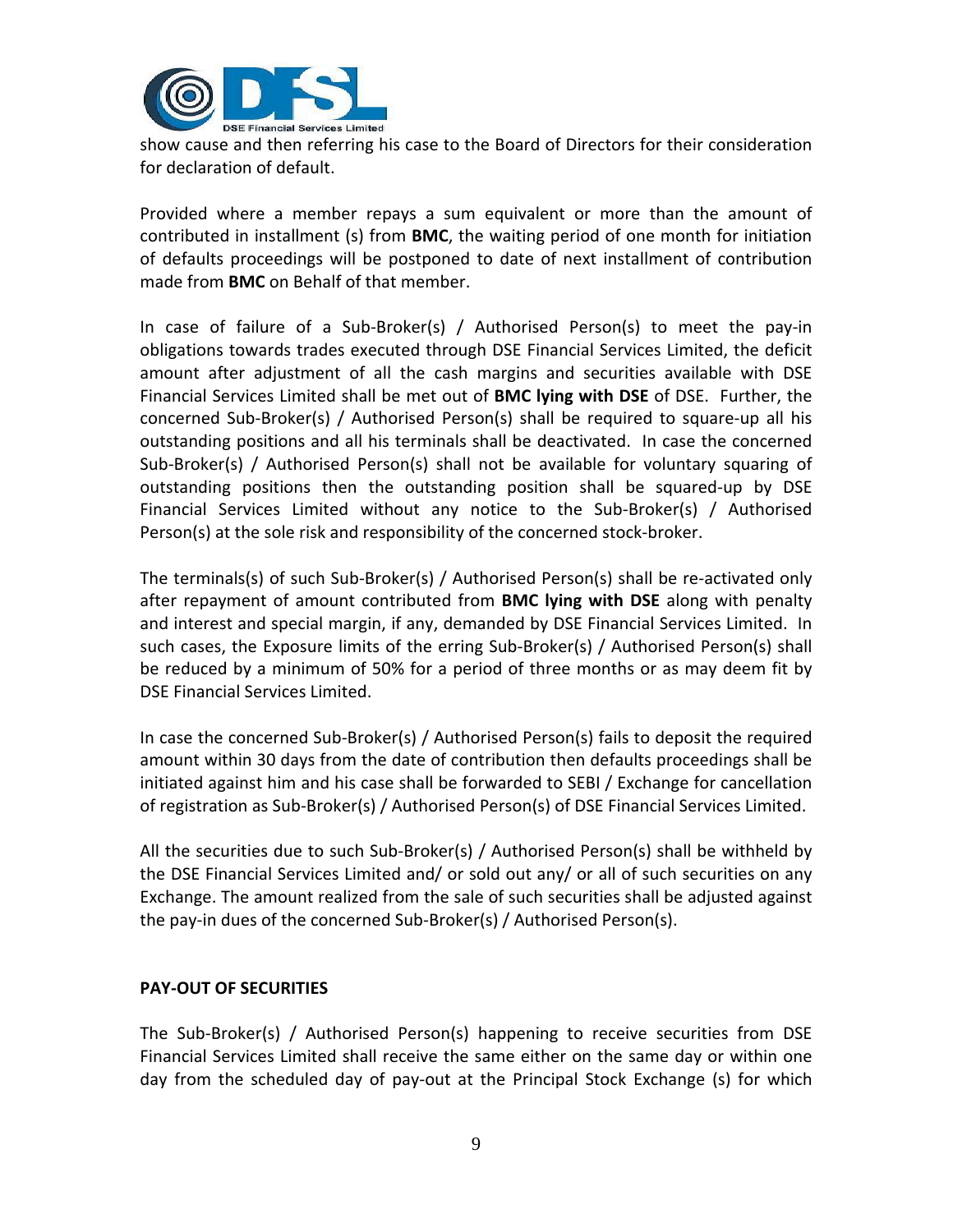show cause and then referring his case to the Board of Directors for their consideration for declaration of default.

Provided where a member repays a sum equivalent or more than the amount of contributed in installment (s) from **BMC**, the waiting period of one month for initiation of defaults proceedings will be postponed to date of next installment of contribution made from **BMC** on Behalf of that member.

In case of failure of a Sub-Broker(s) / Authorised Person(s) to meet the pay-in obligations towards trades executed through DSE Financial Services Limited, the deficit amount after adjustment of all the cash margins and securities available with DSE Financial Services Limited shall be met out of **BMC lying with DSE** of DSE. Further, the concerned Sub-Broker(s) / Authorised Person(s) shall be required to square-up all his outstanding positions and all his terminals shall be deactivated. In case the concerned Sub-Broker(s) / Authorised Person(s) shall not be available for voluntary squaring of outstanding positions then the outstanding position shall be squared-up by DSE Financial Services Limited without any notice to the Sub-Broker(s) / Authorised Person(s) at the sole risk and responsibility of the concerned stock-broker.

The terminals(s) of such Sub-Broker(s) / Authorised Person(s) shall be re-activated only after repayment of amount contributed from **BMC lying with DSE** along with penalty and interest and special margin, if any, demanded by DSE Financial Services Limited. In such cases, the Exposure limits of the erring Sub-Broker(s) / Authorised Person(s) shall be reduced by a minimum of 50% for a period of three months or as may deem fit by DSE Financial Services Limited.

In case the concerned Sub-Broker(s) / Authorised Person(s) fails to deposit the required amount within 30 days from the date of contribution then defaults proceedings shall be initiated against him and his case shall be forwarded to SEBI / Exchange for cancellation of registration as Sub-Broker(s) / Authorised Person(s) of DSE Financial Services Limited.

All the securities due to such Sub-Broker(s) / Authorised Person(s) shall be withheld by the DSE Financial Services Limited and/ or sold out any/ or all of such securities on any Exchange. The amount realized from the sale of such securities shall be adjusted against the pay-in dues of the concerned Sub-Broker(s) / Authorised Person(s).

**PAY-OUT OF SECURITIES**

The Sub-Broker(s) / Authorised Person(s) happening to receive securities from DSE Financial Services Limited shall receive the same either on the same day or within one day from the scheduled day of pay-out at the Principal Stock Exchange (s) for which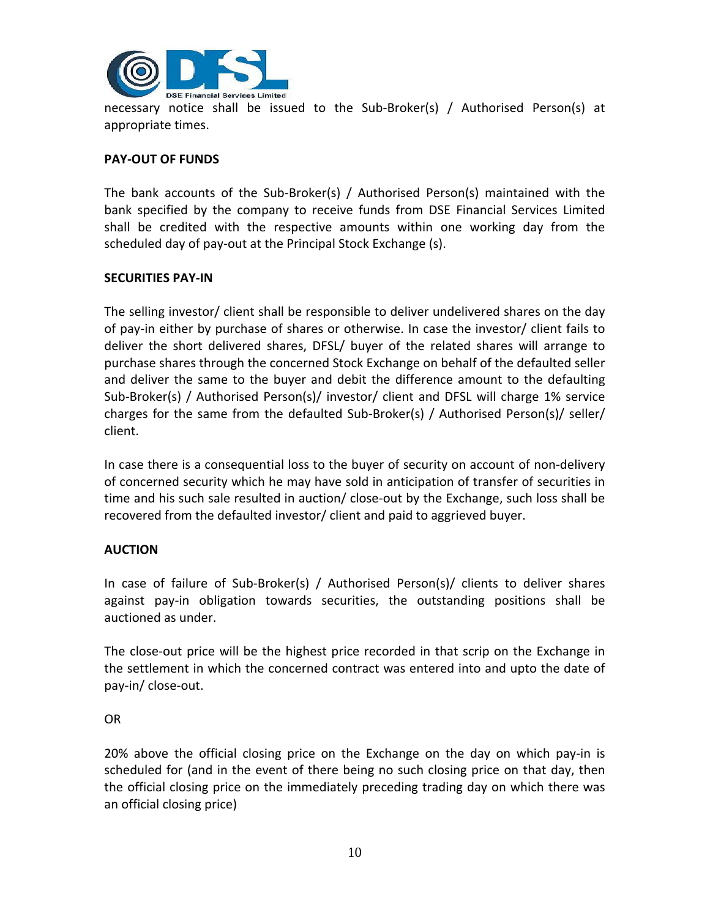necessary notice shall be issued to the Sub-Broker(s) / Authorised Person(s) at appropriate times.

**PAY-OUT OF FUNDS**

The bank accounts of the Sub-Broker(s) / Authorised Person(s) maintained with the bank specified by the company to receive funds from DSE Financial Services Limited shall be credited with the respective amounts within one working day from the scheduled day of pay-out at the Principal Stock Exchange (s).

**SECURITIES PAY-IN**

The selling investor/ client shall be responsible to deliver undelivered shares on the day of pay-in either by purchase of shares or otherwise. In case the investor/ client fails to deliver the short delivered shares, DFSL/ buyer of the related shares will arrange to purchase shares through the concerned Stock Exchange on behalf of the defaulted seller and deliver the same to the buyer and debit the difference amount to the defaulting Sub-Broker(s) / Authorised Person(s)/ investor/ client and DFSL will charge 1% service charges for the same from the defaulted Sub-Broker(s) / Authorised Person(s)/ seller/ client.

In case there is a consequential loss to the buyer of security on account of non-delivery of concerned security which he may have sold in anticipation of transfer of securities in time and his such sale resulted in auction/ close-out by the Exchange, such loss shall be recovered from the defaulted investor/ client and paid to aggrieved buyer.

**AUCTION**

In case of failure of Sub-Broker(s) / Authorised Person(s)/ clients to deliver shares against pay-in obligation towards securities, the outstanding positions shall be auctioned as under.

The close-out price will be the highest price recorded in that scrip on the Exchange in the settlement in which the concerned contract was entered into and upto the date of pay-in/ close-out.

OR

20% above the official closing price on the Exchange on the day on which pay-in is scheduled for (and in the event of there being no such closing price on that day, then the official closing price on the immediately preceding trading day on which there was an official closing price)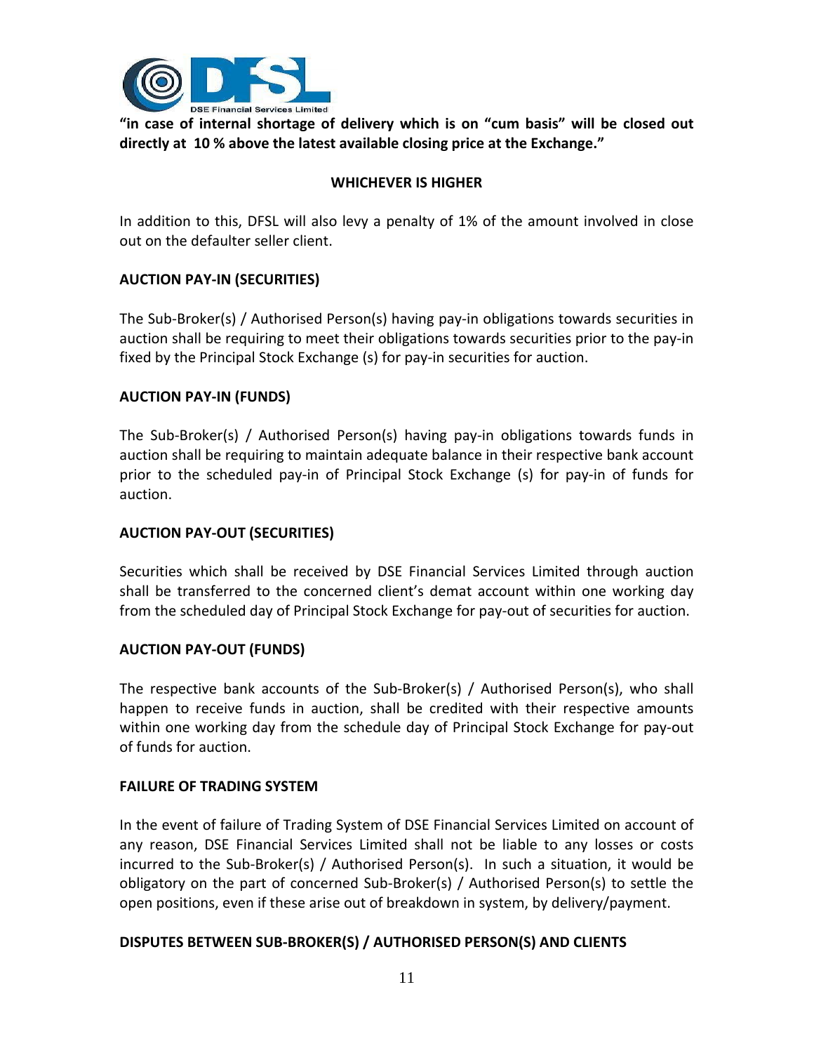**"in case of internal shortage of delivery which is on "cum basis" will be closed out directly at 10 % above the latest available closing price at the Exchange."**

**WHICHEVER IS HIGHER**

In addition to this, DFSL will also levy a penalty of 1% of the amount involved in close out on the defaulter seller client.

**AUCTION PAY-IN (SECURITIES)**

The Sub-Broker(s) / Authorised Person(s) having pay-in obligations towards securities in auction shall be requiring to meet their obligations towards securities prior to the pay-in fixed by the Principal Stock Exchange (s) for pay-in securities for auction.

**AUCTION PAY-IN (FUNDS)**

The Sub-Broker(s) / Authorised Person(s) having pay-in obligations towards funds in auction shall be requiring to maintain adequate balance in their respective bank account prior to the scheduled pay-in of Principal Stock Exchange (s) for pay-in of funds for auction.

**AUCTION PAY-OUT (SECURITIES)**

Securities which shall be received by DSE Financial Services Limited through auction shall be transferred to the concerned client's demat account within one working day from the scheduled day of Principal Stock Exchange for pay-out of securities for auction.

**AUCTION PAY-OUT (FUNDS)**

The respective bank accounts of the Sub-Broker(s) / Authorised Person(s), who shall happen to receive funds in auction, shall be credited with their respective amounts within one working day from the schedule day of Principal Stock Exchange for pay-out of funds for auction.

**FAILURE OF TRADING SYSTEM**

In the event of failure of Trading System of DSE Financial Services Limited on account of any reason, DSE Financial Services Limited shall not be liable to any losses or costs incurred to the Sub-Broker(s) / Authorised Person(s). In such a situation, it would be obligatory on the part of concerned Sub-Broker(s) / Authorised Person(s) to settle the open positions, even if these arise out of breakdown in system, by delivery/payment.

**DISPUTES BETWEEN SUB-BROKER(S) / AUTHORISED PERSON(S) AND CLIENTS**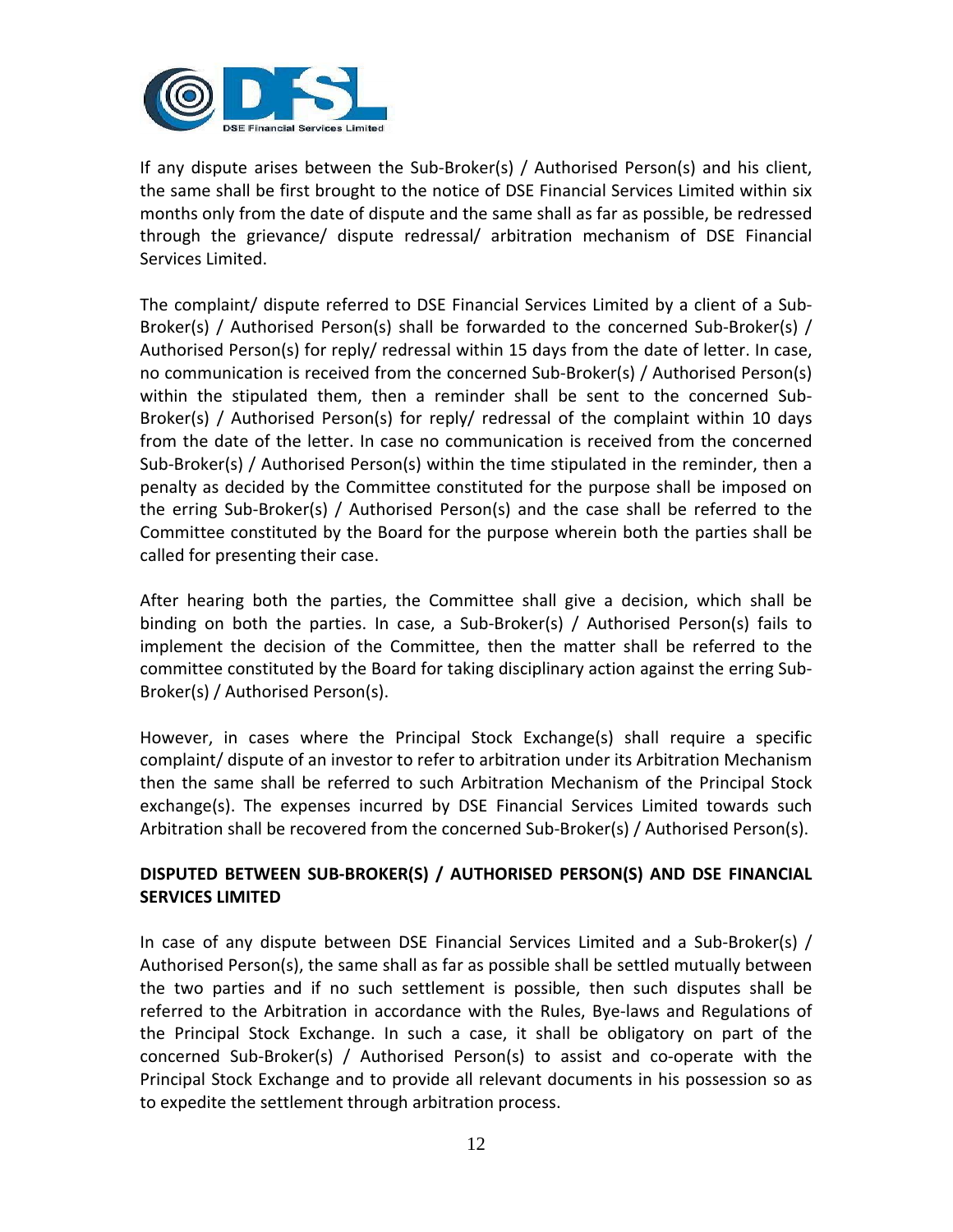If any dispute arises between the Sub-Broker(s) / Authorised Person(s) and his client, the same shall be first brought to the notice of DSE Financial Services Limited within six months only from the date of dispute and the same shall as far as possible, be redressed through the grievance/ dispute redressal/ arbitration mechanism of DSE Financial Services Limited.

The complaint/ dispute referred to DSE Financial Services Limited by a client of a Sub-Broker(s) / Authorised Person(s) shall be forwarded to the concerned Sub-Broker(s) / Authorised Person(s) for reply/ redressal within 15 days from the date of letter. In case, no communication is received from the concerned Sub-Broker(s) / Authorised Person(s) within the stipulated them, then a reminder shall be sent to the concerned Sub-Broker(s) / Authorised Person(s) for reply/ redressal of the complaint within 10 days from the date of the letter. In case no communication is received from the concerned Sub-Broker(s) / Authorised Person(s) within the time stipulated in the reminder, then a penalty as decided by the Committee constituted for the purpose shall be imposed on the erring Sub-Broker(s) / Authorised Person(s) and the case shall be referred to the Committee constituted by the Board for the purpose wherein both the parties shall be called for presenting their case.

After hearing both the parties, the Committee shall give a decision, which shall be binding on both the parties. In case, a Sub-Broker(s) / Authorised Person(s) fails to implement the decision of the Committee, then the matter shall be referred to the committee constituted by the Board for taking disciplinary action against the erring Sub-Broker(s) / Authorised Person(s).

However, in cases where the Principal Stock Exchange(s) shall require a specific complaint/ dispute of an investor to refer to arbitration under its Arbitration Mechanism then the same shall be referred to such Arbitration Mechanism of the Principal Stock exchange(s). The expenses incurred by DSE Financial Services Limited towards such Arbitration shall be recovered from the concerned Sub-Broker(s) / Authorised Person(s).

**DISPUTED BETWEEN SUB-BROKER(S) / AUTHORISED PERSON(S) AND DSE FINANCIAL SERVICES LIMITED**

In case of any dispute between DSE Financial Services Limited and a Sub-Broker(s) / Authorised Person(s), the same shall as far as possible shall be settled mutually between the two parties and if no such settlement is possible, then such disputes shall be referred to the Arbitration in accordance with the Rules, Bye-laws and Regulations of the Principal Stock Exchange. In such a case, it shall be obligatory on part of the concerned Sub-Broker(s) / Authorised Person(s) to assist and co-operate with the Principal Stock Exchange and to provide all relevant documents in his possession so as to expedite the settlement through arbitration process.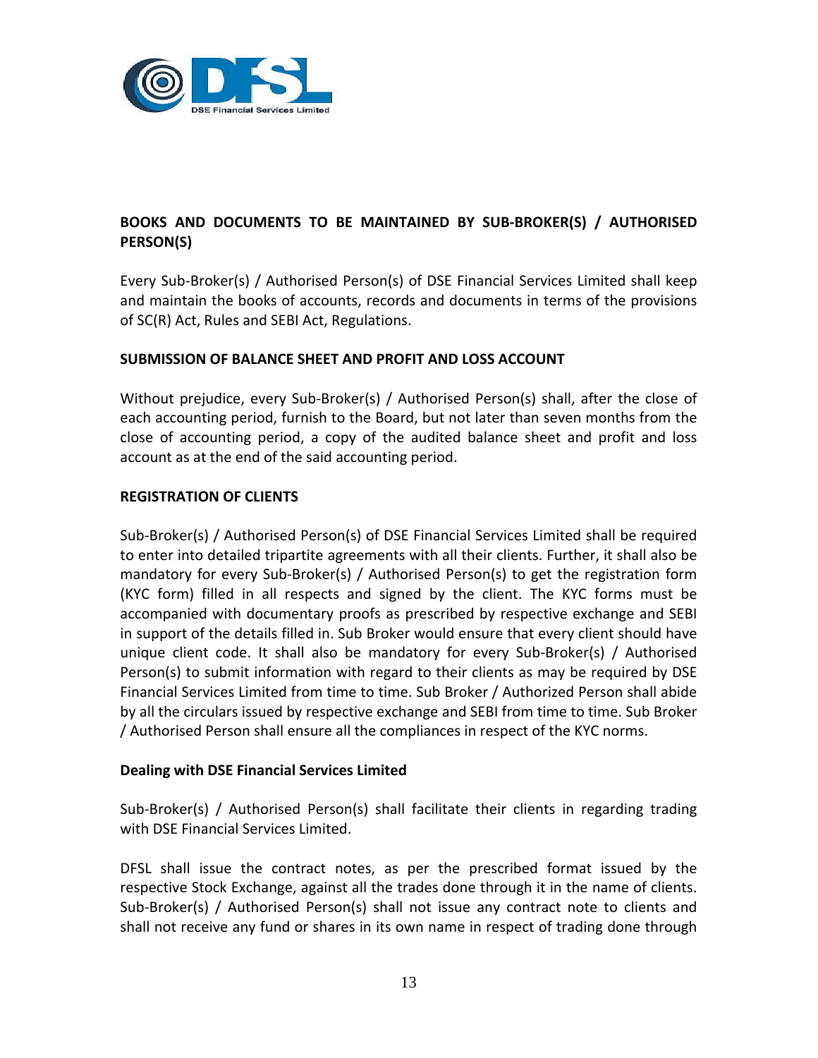## BOOKS AND DOCUMENTS TO BE MAINTAINED BY SUB-BROKER(S) / AUTHORISED PERSON(S)

Every Sub-Broker(s) / Authorised Person(s) of DSE Financial Services Limited shall keep and maintain the books of accounts, records and documents in terms of the provisions of SC(R) Act, Rules and SEBI Act, Regulations.

## SUBMISSION OF BALANCE SHEET AND PROFIT AND LOSS ACCOUNT

Without prejudice, every Sub-Broker(s) / Authorised Person(s) shall, after the close of each accounting period, furnish to the Board, but not later than seven months from the close of accounting period, a copy of the audited balance sheet and profit and loss account as at the end of the said accounting period.

## REGISTRATION OF CLIENTS

Sub-Broker(s) / Authorised Person(s) of DSE Financial Services Limited shall be required to enter into detailed tripartite agreements with all their clients. Further, it shall also be mandatory for every Sub-Broker(s) / Authorised Person(s) to get the registration form (KYC form) filled in all respects and signed by the client. The KYC forms must be accompanied with documentary proofs as prescribed by respective exchange and SEBI in support of the details filled in. Sub Broker would ensure that every client should have unique client code. It shall also be mandatory for every Sub-Broker(s) / Authorised Person(s) to submit information with regard to their clients as may be required by DSE Financial Services Limited from time to time. Sub Broker / Authorized Person shall abide by all the circulars issued by respective exchange and SEBI from time to time. Sub Broker / Authorised Person shall ensure all the compliances in respect of the KYC norms.

## Dealing with DSE Financial Services Limited

Sub-Broker(s) / Authorised Person(s) shall facilitate their clients in regarding trading with DSE Financial Services Limited.

DFSL shall issue the contract notes, as per the prescribed format issued by the respective Stock Exchange, against all the trades done through it in the name of clients. Sub-Broker(s) / Authorised Person(s) shall not issue any contract note to clients and shall not receive any fund or shares in its own name in respect of trading done through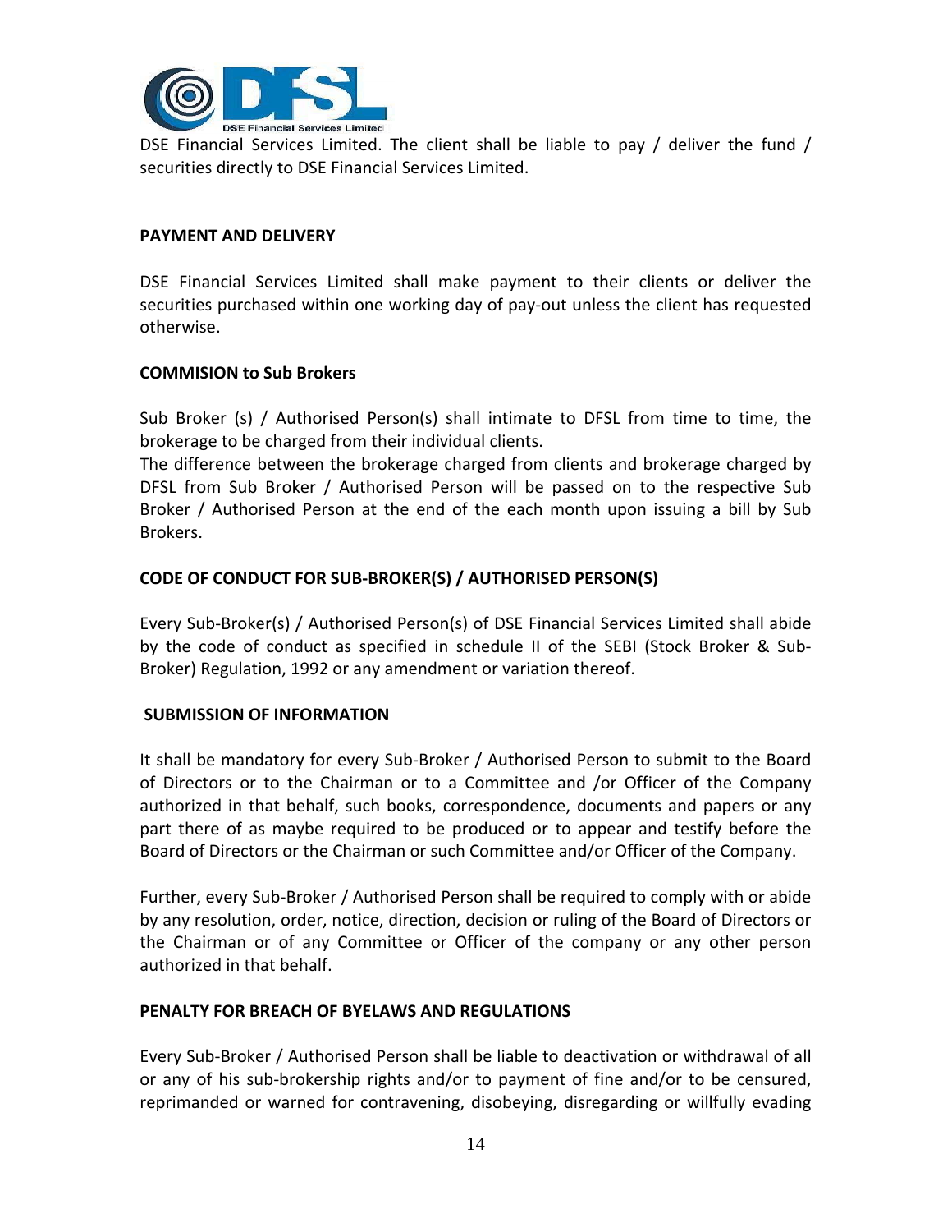DSE Financial Services Limited. The client shall be liable to pay / deliver the fund / securities directly to DSE Financial Services Limited.

**PAYMENT AND DELIVERY**

DSE Financial Services Limited shall make payment to their clients or deliver the securities purchased within one working day of pay-out unless the client has requested otherwise.

**COMMISION to Sub Brokers**

Sub Broker (s) / Authorised Person(s) shall intimate to DFSL from time to time, the brokerage to be charged from their individual clients.
The difference between the brokerage charged from clients and brokerage charged by DFSL from Sub Broker / Authorised Person will be passed on to the respective Sub Broker / Authorised Person at the end of the each month upon issuing a bill by Sub Brokers.

**CODE OF CONDUCT FOR SUB-BROKER(S) / AUTHORISED PERSON(S)**

Every Sub-Broker(s) / Authorised Person(s) of DSE Financial Services Limited shall abide by the code of conduct as specified in schedule II of the SEBI (Stock Broker & Sub-Broker) Regulation, 1992 or any amendment or variation thereof.

**SUBMISSION OF INFORMATION**

It shall be mandatory for every Sub-Broker / Authorised Person to submit to the Board of Directors or to the Chairman or to a Committee and /or Officer of the Company authorized in that behalf, such books, correspondence, documents and papers or any part there of as maybe required to be produced or to appear and testify before the Board of Directors or the Chairman or such Committee and/or Officer of the Company.

Further, every Sub-Broker / Authorised Person shall be required to comply with or abide by any resolution, order, notice, direction, decision or ruling of the Board of Directors or the Chairman or of any Committee or Officer of the company or any other person authorized in that behalf.

**PENALTY FOR BREACH OF BYELAWS AND REGULATIONS**

Every Sub-Broker / Authorised Person shall be liable to deactivation or withdrawal of all or any of his sub-brokership rights and/or to payment of fine and/or to be censured, reprimanded or warned for contravening, disobeying, disregarding or willfully evading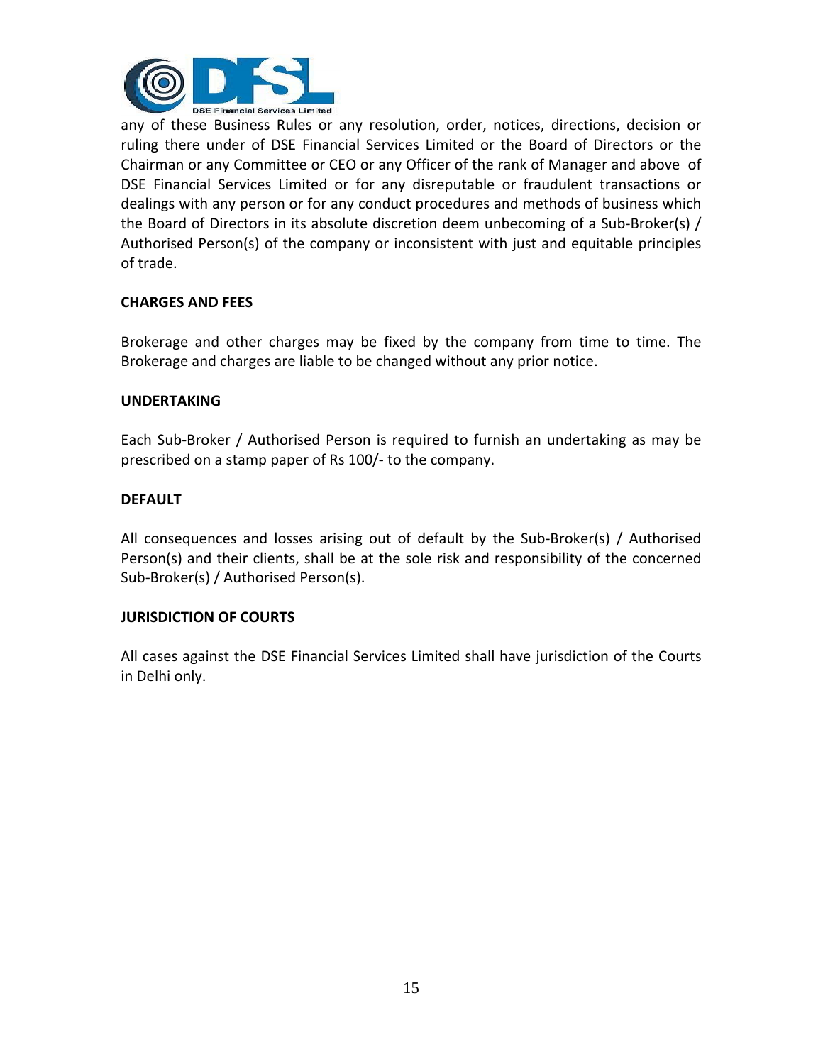any of these Business Rules or any resolution, order, notices, directions, decision or ruling there under of DSE Financial Services Limited or the Board of Directors or the Chairman or any Committee or CEO or any Officer of the rank of Manager and above of DSE Financial Services Limited or for any disreputable or fraudulent transactions or dealings with any person or for any conduct procedures and methods of business which the Board of Directors in its absolute discretion deem unbecoming of a Sub-Broker(s) / Authorised Person(s) of the company or inconsistent with just and equitable principles of trade.

**CHARGES AND FEES**

Brokerage and other charges may be fixed by the company from time to time. The Brokerage and charges are liable to be changed without any prior notice.

**UNDERTAKING**

Each Sub-Broker / Authorised Person is required to furnish an undertaking as may be prescribed on a stamp paper of Rs 100/- to the company.

**DEFAULT**

All consequences and losses arising out of default by the Sub-Broker(s) / Authorised Person(s) and their clients, shall be at the sole risk and responsibility of the concerned Sub-Broker(s) / Authorised Person(s).

**JURISDICTION OF COURTS**

All cases against the DSE Financial Services Limited shall have jurisdiction of the Courts in Delhi only.